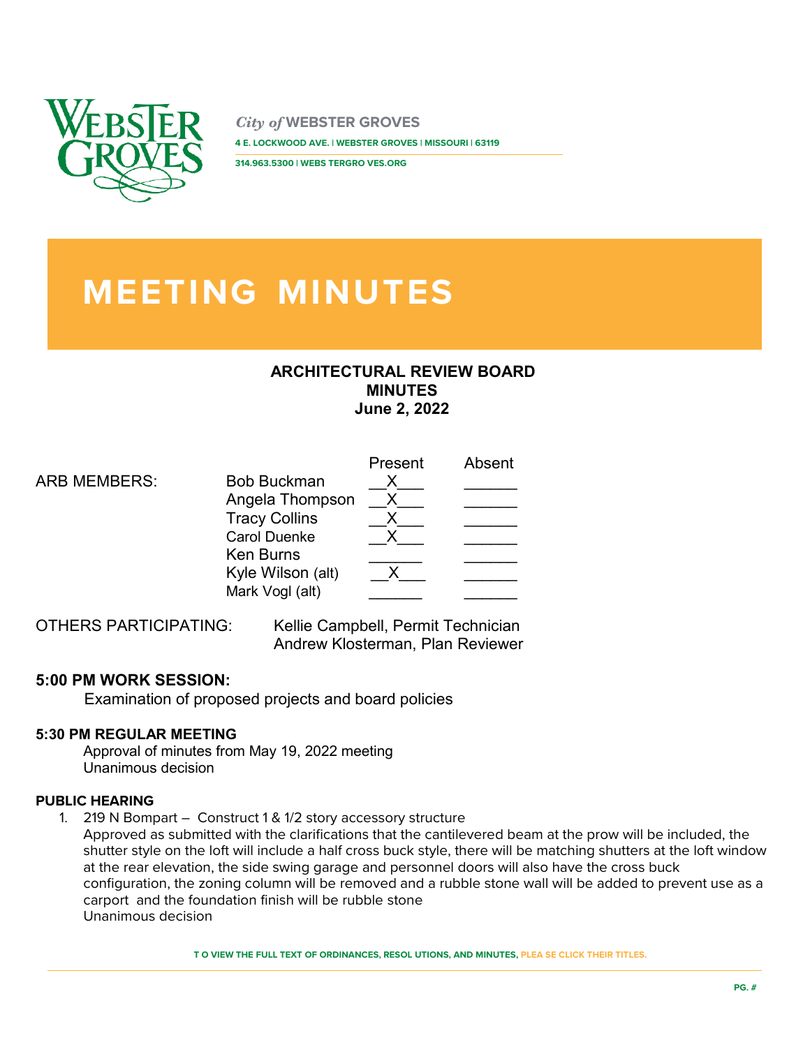City of WEBSTER GROVES

4 E. LOCKWOOD AVE. | WEBSTER GROVES | MISSOURI | 63119

314.963.5300 | WEBS TERGRO VES.ORG

# MEETING MINUTES

**ARCHITECTURAL REVIEW BOARD**
**MINUTES**
**June 2, 2022**

| ARB MEMBERS: | | Present | Absent |
|---|---|---|---|
| | Bob Buckman | X | |
| | Angela Thompson | X | |
| | Tracy Collins | X | |
| | Carol Duenke | X | |
| | Ken Burns | | |
| | Kyle Wilson (alt) | X | |
| | Mark Vogl (alt) | | |

OTHERS PARTICIPATING: Kellie Campbell, Permit Technician
Andrew Klosterman, Plan Reviewer

### 5:00 PM WORK SESSION:

Examination of proposed projects and board policies

### 5:30 PM REGULAR MEETING

Approval of minutes from May 19, 2022 meeting
Unanimous decision

### PUBLIC HEARING

1. 219 N Bompart – Construct 1 & 1/2 story accessory structure
   Approved as submitted with the clarifications that the cantilevered beam at the prow will be included, the shutter style on the loft will include a half cross buck style, there will be matching shutters at the loft window at the rear elevation, the side swing garage and personnel doors will also have the cross buck configuration, the zoning column will be removed and a rubble stone wall will be added to prevent use as a carport and the foundation finish will be rubble stone
   Unanimous decision

T O VIEW THE FULL TEXT OF ORDINANCES, RESOL UTIONS, AND MINUTES, PLEA SE CLICK THEIR TITLES.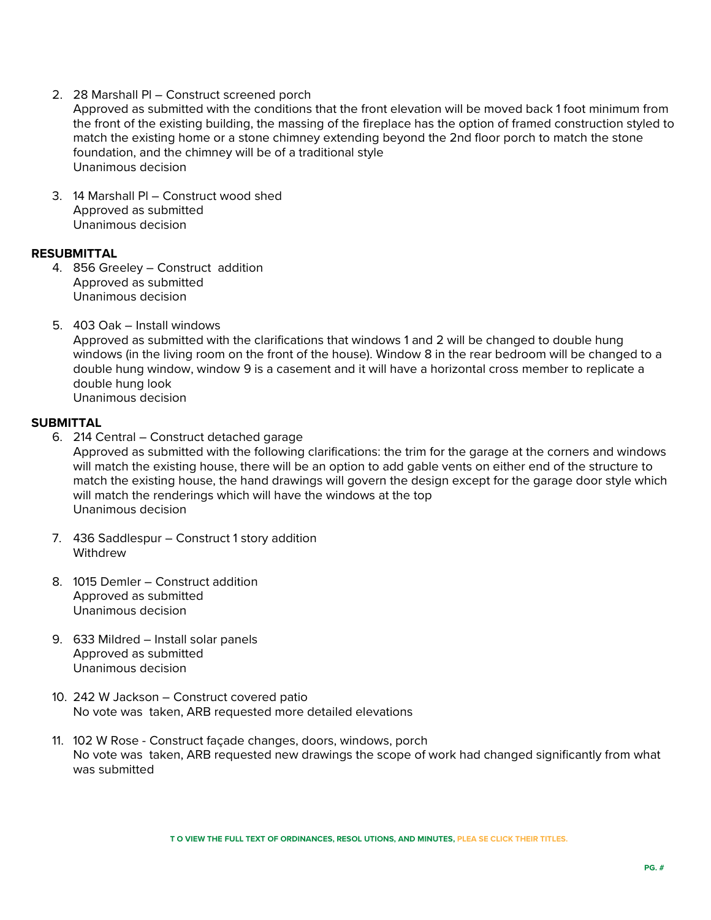2. 28 Marshall Pl – Construct screened porch
   Approved as submitted with the conditions that the front elevation will be moved back 1 foot minimum from the front of the existing building, the massing of the fireplace has the option of framed construction styled to match the existing home or a stone chimney extending beyond the 2nd floor porch to match the stone foundation, and the chimney will be of a traditional style
   Unanimous decision

3. 14 Marshall Pl – Construct wood shed
   Approved as submitted
   Unanimous decision

**RESUBMITTAL**

4. 856 Greeley – Construct addition
   Approved as submitted
   Unanimous decision

5. 403 Oak – Install windows
   Approved as submitted with the clarifications that windows 1 and 2 will be changed to double hung windows (in the living room on the front of the house). Window 8 in the rear bedroom will be changed to a double hung window, window 9 is a casement and it will have a horizontal cross member to replicate a double hung look
   Unanimous decision

**SUBMITTAL**

6. 214 Central – Construct detached garage
   Approved as submitted with the following clarifications: the trim for the garage at the corners and windows will match the existing house, there will be an option to add gable vents on either end of the structure to match the existing house, the hand drawings will govern the design except for the garage door style which will match the renderings which will have the windows at the top
   Unanimous decision

7. 436 Saddlespur – Construct 1 story addition
   Withdrew

8. 1015 Demler – Construct addition
   Approved as submitted
   Unanimous decision

9. 633 Mildred – Install solar panels
   Approved as submitted
   Unanimous decision

10. 242 W Jackson – Construct covered patio
    No vote was taken, ARB requested more detailed elevations

11. 102 W Rose - Construct façade changes, doors, windows, porch
    No vote was taken, ARB requested new drawings the scope of work had changed significantly from what was submitted

T O VIEW THE FULL TEXT OF ORDINANCES, RESOL UTIONS, AND MINUTES, PLEA SE CLICK THEIR TITLES.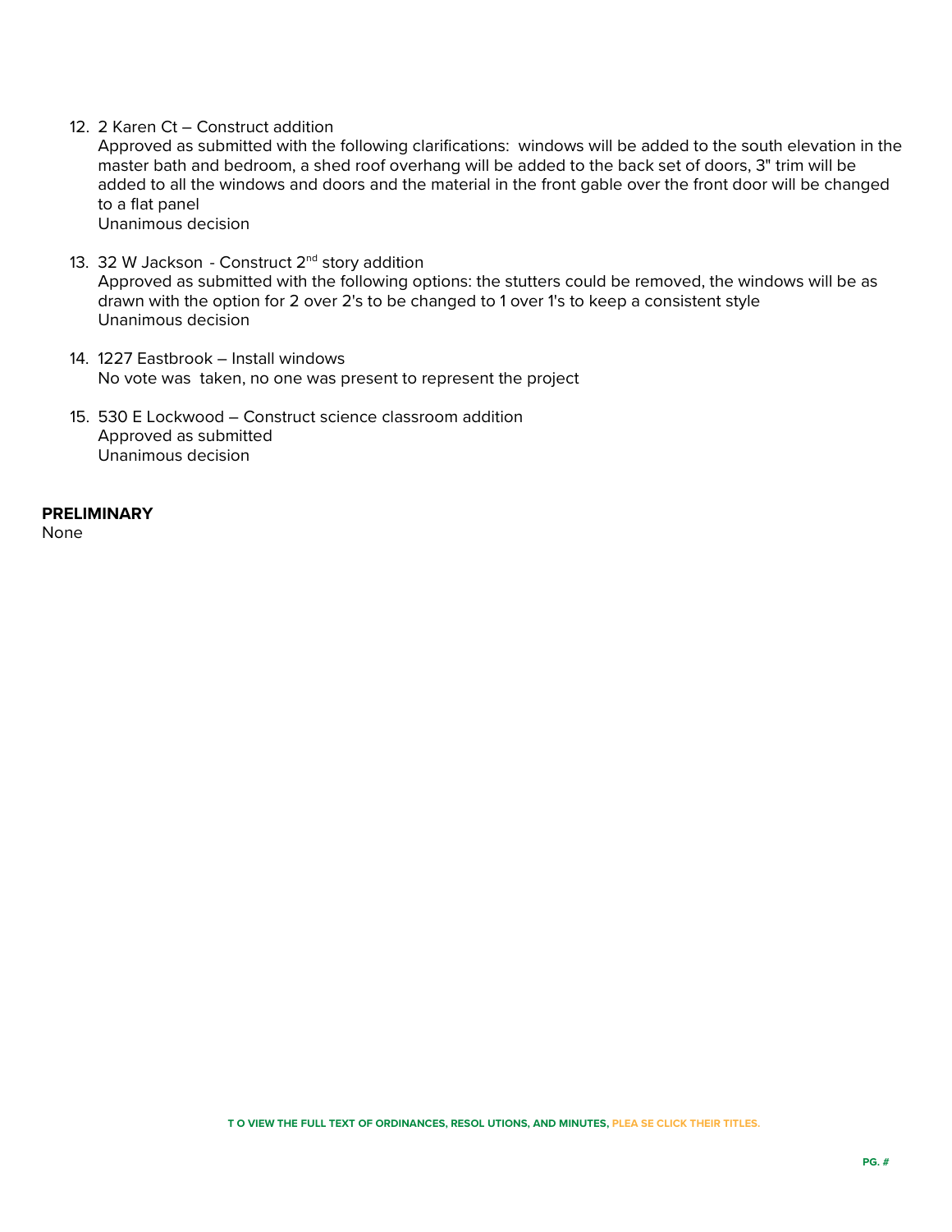12. 2 Karen Ct – Construct addition
    Approved as submitted with the following clarifications: windows will be added to the south elevation in the master bath and bedroom, a shed roof overhang will be added to the back set of doors, 3" trim will be added to all the windows and doors and the material in the front gable over the front door will be changed to a flat panel
    Unanimous decision

13. 32 W Jackson - Construct 2nd story addition
    Approved as submitted with the following options: the stutters could be removed, the windows will be as drawn with the option for 2 over 2's to be changed to 1 over 1's to keep a consistent style
    Unanimous decision

14. 1227 Eastbrook – Install windows
    No vote was taken, no one was present to represent the project

15. 530 E Lockwood – Construct science classroom addition
    Approved as submitted
    Unanimous decision

**PRELIMINARY**
None

T O VIEW THE FULL TEXT OF ORDINANCES, RESOL UTIONS, AND MINUTES, PLEA SE CLICK THEIR TITLES.